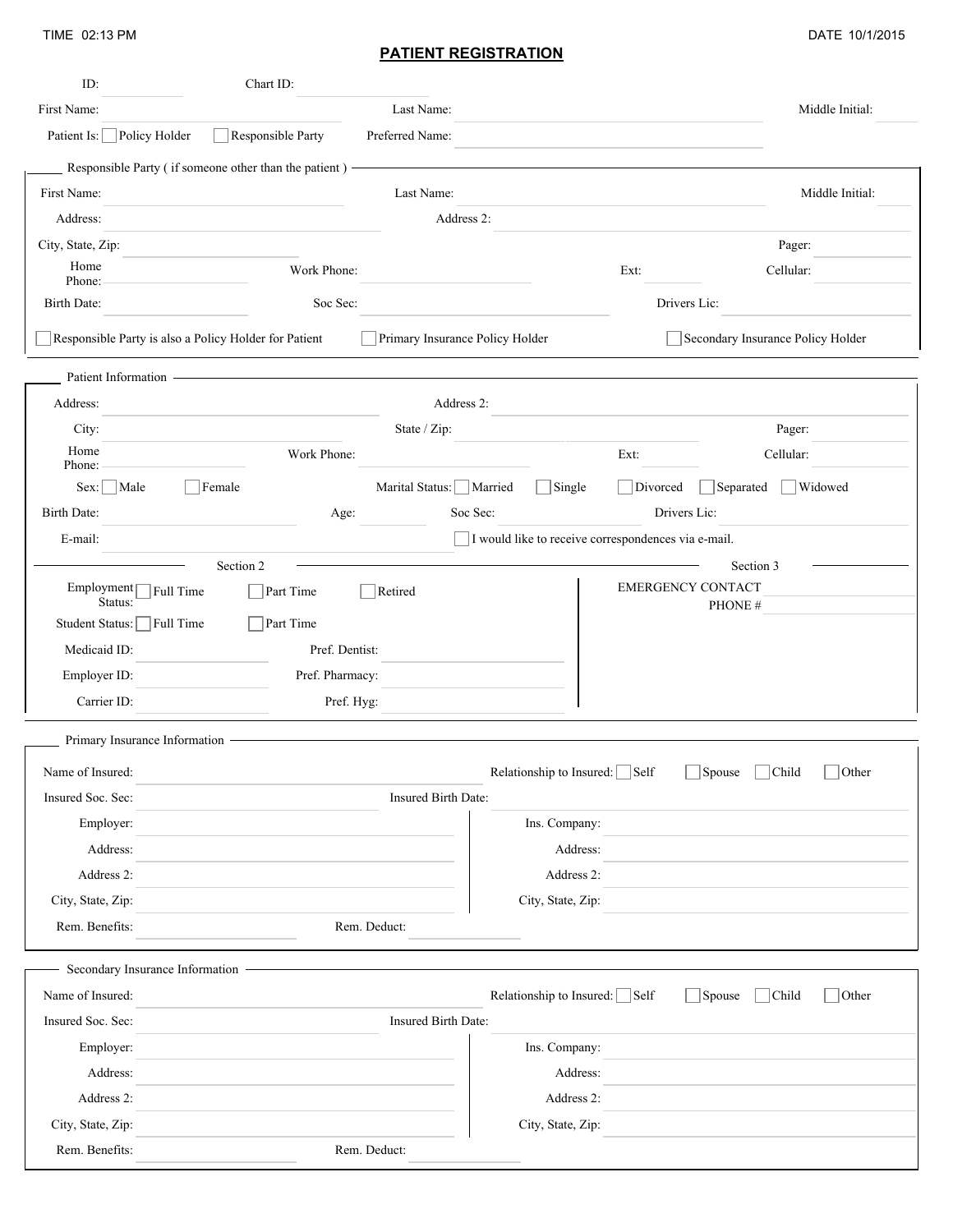TIME 02:13 PM

DATE 10/1/2015

# PATIENT REGISTRATION

ID: ____________ Chart ID: ____________

First Name: ____________ Last Name: ____________ Middle Initial: ____

Patient Is: ☐ Policy Holder ☐ Responsible Party Preferred Name: ____________

## Responsible Party ( if someone other than the patient )

First Name: ____________ Last Name: ____________ Middle Initial: ____

Address: ____________ Address 2: ____________

City, State, Zip: ____________ Pager: ____________

Home Phone: ____________ Work Phone: ____________ Ext: ______ Cellular: ____________

Birth Date: ____________ Soc Sec: ____________ Drivers Lic: ____________

☐ Responsible Party is also a Policy Holder for Patient ☐ Primary Insurance Policy Holder ☐ Secondary Insurance Policy Holder

## Patient Information

Address: ____________ Address 2: ____________

City: ____________ State / Zip: ____________ Pager: ____________

Home Phone: ____________ Work Phone: ____________ Ext: ______ Cellular: ____________

Sex: ☐ Male ☐ Female Marital Status: ☐ Married ☐ Single ☐ Divorced ☐ Separated ☐ Widowed

Birth Date: ____________ Age: ______ Soc Sec: ____________ Drivers Lic: ____________

E-mail: ____________ ☐ I would like to receive correspondences via e-mail.

### Section 2

Employment Status: ☐ Full Time ☐ Part Time ☐ Retired

Student Status: ☐ Full Time ☐ Part Time

Medicaid ID: ____________ Pref. Dentist: ____________

Employer ID: ____________ Pref. Pharmacy: ____________

Carrier ID: ____________ Pref. Hyg: ____________

### Section 3

EMERGENCY CONTACT ____________

PHONE # ____________

## Primary Insurance Information

Name of Insured: ____________ Relationship to Insured: ☐ Self ☐ Spouse ☐ Child ☐ Other

Insured Soc. Sec: ____________ Insured Birth Date: ____________

Employer: ____________ Ins. Company: ____________

Address: ____________ Address: ____________

Address 2: ____________ Address 2: ____________

City, State, Zip: ____________ City, State, Zip: ____________

Rem. Benefits: ____________ Rem. Deduct: ____________

## Secondary Insurance Information

Name of Insured: ____________ Relationship to Insured: ☐ Self ☐ Spouse ☐ Child ☐ Other

Insured Soc. Sec: ____________ Insured Birth Date: ____________

Employer: ____________ Ins. Company: ____________

Address: ____________ Address: ____________

Address 2: ____________ Address 2: ____________

City, State, Zip: ____________ City, State, Zip: ____________

Rem. Benefits: ____________ Rem. Deduct: ____________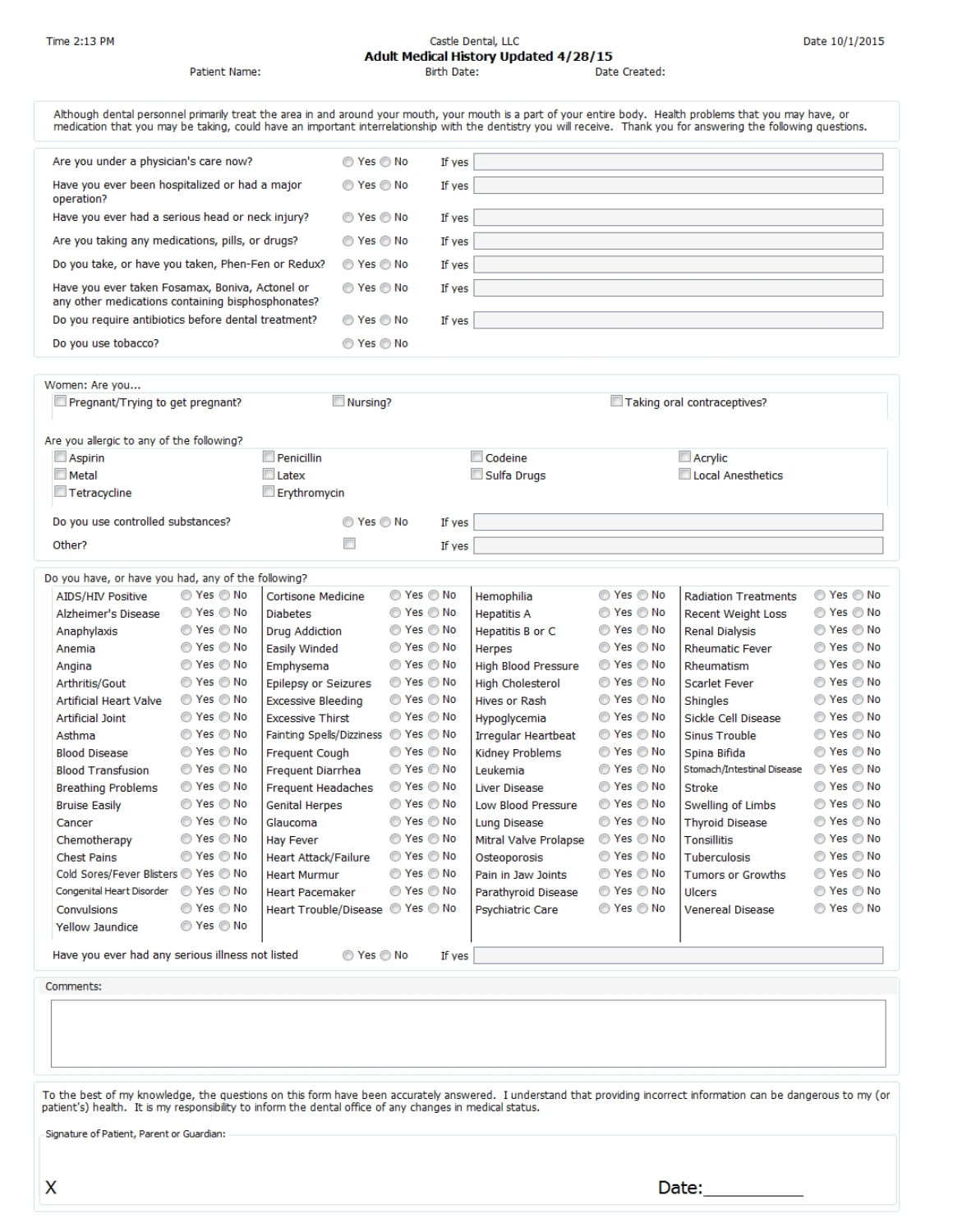Time 2:13 PM | Castle Dental, LLC | Date 10/1/2015

# Adult Medical History Updated 4/28/15

Patient Name: Birth Date: Date Created:

Although dental personnel primarily treat the area in and around your mouth, your mouth is a part of your entire body. Health problems that you may have, or medication that you may be taking, could have an important interrelationship with the dentistry you will receive. Thank you for answering the following questions.

| | | |
|---|---|---|
| Are you under a physician's care now? | ◯ Yes ◯ No | If yes |
| Have you ever been hospitalized or had a major operation? | ◯ Yes ◯ No | If yes |
| Have you ever had a serious head or neck injury? | ◯ Yes ◯ No | If yes |
| Are you taking any medications, pills, or drugs? | ◯ Yes ◯ No | If yes |
| Do you take, or have you taken, Phen-Fen or Redux? | ◯ Yes ◯ No | If yes |
| Have you ever taken Fosamax, Boniva, Actonel or any other medications containing bisphosphonates? | ◯ Yes ◯ No | If yes |
| Do you require antibiotics before dental treatment? | ◯ Yes ◯ No | If yes |
| Do you use tobacco? | ◯ Yes ◯ No | |

Women: Are you...

- ☐ Pregnant/Trying to get pregnant?
- ☐ Nursing?
- ☐ Taking oral contraceptives?

Are you allergic to any of the following?

| | | | |
|---|---|---|---|
| ☐ Aspirin | ☐ Penicillin | ☐ Codeine | ☐ Acrylic |
| ☐ Metal | ☐ Latex | ☐ Sulfa Drugs | ☐ Local Anesthetics |
| ☐ Tetracycline | ☐ Erythromycin | | |

| | | |
|---|---|---|
| Do you use controlled substances? | ◯ Yes ◯ No | If yes |
| Other? | ☐ | If yes |

Do you have, or have you had, any of the following?

| | | | | | | | |
|---|---|---|---|---|---|---|---|
| AIDS/HIV Positive | ◯ Yes ◯ No | Cortisone Medicine | ◯ Yes ◯ No | Hemophilia | ◯ Yes ◯ No | Radiation Treatments | ◯ Yes ◯ No |
| Alzheimer's Disease | ◯ Yes ◯ No | Diabetes | ◯ Yes ◯ No | Hepatitis A | ◯ Yes ◯ No | Recent Weight Loss | ◯ Yes ◯ No |
| Anaphylaxis | ◯ Yes ◯ No | Drug Addiction | ◯ Yes ◯ No | Hepatitis B or C | ◯ Yes ◯ No | Renal Dialysis | ◯ Yes ◯ No |
| Anemia | ◯ Yes ◯ No | Easily Winded | ◯ Yes ◯ No | Herpes | ◯ Yes ◯ No | Rheumatic Fever | ◯ Yes ◯ No |
| Angina | ◯ Yes ◯ No | Emphysema | ◯ Yes ◯ No | High Blood Pressure | ◯ Yes ◯ No | Rheumatism | ◯ Yes ◯ No |
| Arthritis/Gout | ◯ Yes ◯ No | Epilepsy or Seizures | ◯ Yes ◯ No | High Cholesterol | ◯ Yes ◯ No | Scarlet Fever | ◯ Yes ◯ No |
| Artificial Heart Valve | ◯ Yes ◯ No | Excessive Bleeding | ◯ Yes ◯ No | Hives or Rash | ◯ Yes ◯ No | Shingles | ◯ Yes ◯ No |
| Artificial Joint | ◯ Yes ◯ No | Excessive Thirst | ◯ Yes ◯ No | Hypoglycemia | ◯ Yes ◯ No | Sickle Cell Disease | ◯ Yes ◯ No |
| Asthma | ◯ Yes ◯ No | Fainting Spells/Dizziness | ◯ Yes ◯ No | Irregular Heartbeat | ◯ Yes ◯ No | Sinus Trouble | ◯ Yes ◯ No |
| Blood Disease | ◯ Yes ◯ No | Frequent Cough | ◯ Yes ◯ No | Kidney Problems | ◯ Yes ◯ No | Spina Bifida | ◯ Yes ◯ No |
| Blood Transfusion | ◯ Yes ◯ No | Frequent Diarrhea | ◯ Yes ◯ No | Leukemia | ◯ Yes ◯ No | Stomach/Intestinal Disease | ◯ Yes ◯ No |
| Breathing Problems | ◯ Yes ◯ No | Frequent Headaches | ◯ Yes ◯ No | Liver Disease | ◯ Yes ◯ No | Stroke | ◯ Yes ◯ No |
| Bruise Easily | ◯ Yes ◯ No | Genital Herpes | ◯ Yes ◯ No | Low Blood Pressure | ◯ Yes ◯ No | Swelling of Limbs | ◯ Yes ◯ No |
| Cancer | ◯ Yes ◯ No | Glaucoma | ◯ Yes ◯ No | Lung Disease | ◯ Yes ◯ No | Thyroid Disease | ◯ Yes ◯ No |
| Chemotherapy | ◯ Yes ◯ No | Hay Fever | ◯ Yes ◯ No | Mitral Valve Prolapse | ◯ Yes ◯ No | Tonsillitis | ◯ Yes ◯ No |
| Chest Pains | ◯ Yes ◯ No | Heart Attack/Failure | ◯ Yes ◯ No | Osteoporosis | ◯ Yes ◯ No | Tuberculosis | ◯ Yes ◯ No |
| Cold Sores/Fever Blisters | ◯ Yes ◯ No | Heart Murmur | ◯ Yes ◯ No | Pain in Jaw Joints | ◯ Yes ◯ No | Tumors or Growths | ◯ Yes ◯ No |
| Congenital Heart Disorder | ◯ Yes ◯ No | Heart Pacemaker | ◯ Yes ◯ No | Parathyroid Disease | ◯ Yes ◯ No | Ulcers | ◯ Yes ◯ No |
| Convulsions | ◯ Yes ◯ No | Heart Trouble/Disease | ◯ Yes ◯ No | Psychiatric Care | ◯ Yes ◯ No | Venereal Disease | ◯ Yes ◯ No |
| Yellow Jaundice | ◯ Yes ◯ No | | | | | | |

Have you ever had any serious illness not listed ◯ Yes ◯ No If yes

Comments:

To the best of my knowledge, the questions on this form have been accurately answered. I understand that providing incorrect information can be dangerous to my (or patient's) health. It is my responsibility to inform the dental office of any changes in medical status.

Signature of Patient, Parent or Guardian:

X Date:__________